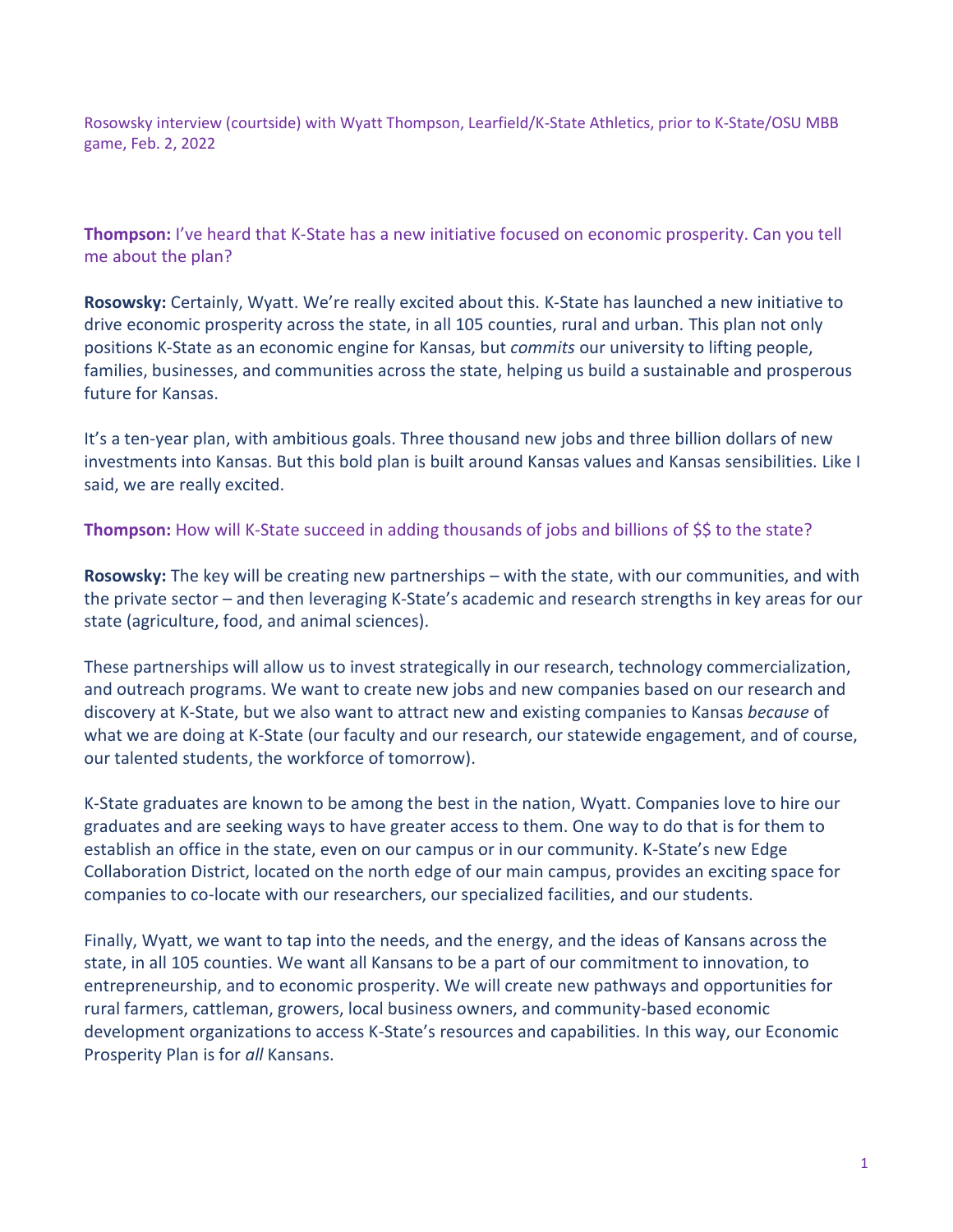Rosowsky interview (courtside) with Wyatt Thompson, Learfield/K-State Athletics, prior to K-State/OSU MBB game, Feb. 2, 2022

**Thompson:** I've heard that K-State has a new initiative focused on economic prosperity. Can you tell me about the plan?

**Rosowsky:** Certainly, Wyatt. We're really excited about this. K-State has launched a new initiative to drive economic prosperity across the state, in all 105 counties, rural and urban. This plan not only positions K-State as an economic engine for Kansas, but *commits* our university to lifting people, families, businesses, and communities across the state, helping us build a sustainable and prosperous future for Kansas.

It's a ten-year plan, with ambitious goals. Three thousand new jobs and three billion dollars of new investments into Kansas. But this bold plan is built around Kansas values and Kansas sensibilities. Like I said, we are really excited.

**Thompson:** How will K-State succeed in adding thousands of jobs and billions of $$ to the state?

**Rosowsky:** The key will be creating new partnerships – with the state, with our communities, and with the private sector – and then leveraging K-State's academic and research strengths in key areas for our state (agriculture, food, and animal sciences).

These partnerships will allow us to invest strategically in our research, technology commercialization, and outreach programs. We want to create new jobs and new companies based on our research and discovery at K-State, but we also want to attract new and existing companies to Kansas *because* of what we are doing at K-State (our faculty and our research, our statewide engagement, and of course, our talented students, the workforce of tomorrow).

K-State graduates are known to be among the best in the nation, Wyatt. Companies love to hire our graduates and are seeking ways to have greater access to them. One way to do that is for them to establish an office in the state, even on our campus or in our community. K-State's new Edge Collaboration District, located on the north edge of our main campus, provides an exciting space for companies to co-locate with our researchers, our specialized facilities, and our students.

Finally, Wyatt, we want to tap into the needs, and the energy, and the ideas of Kansans across the state, in all 105 counties. We want all Kansans to be a part of our commitment to innovation, to entrepreneurship, and to economic prosperity. We will create new pathways and opportunities for rural farmers, cattleman, growers, local business owners, and community-based economic development organizations to access K-State's resources and capabilities. In this way, our Economic Prosperity Plan is for *all* Kansans.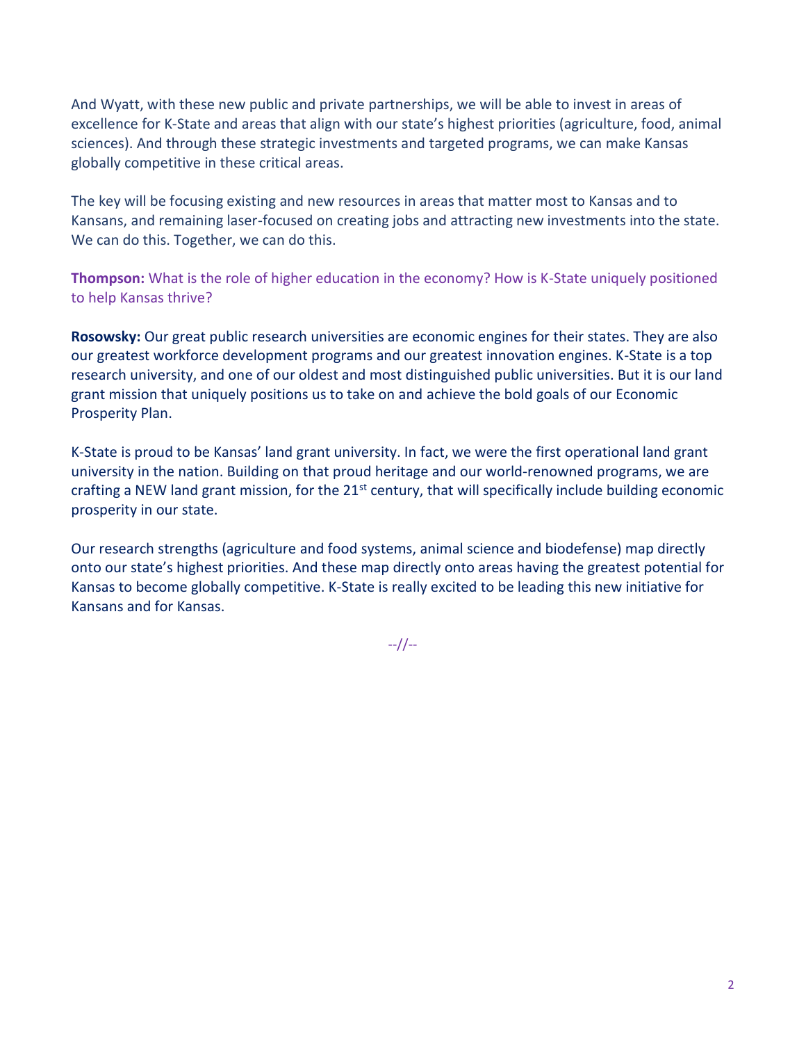And Wyatt, with these new public and private partnerships, we will be able to invest in areas of excellence for K-State and areas that align with our state's highest priorities (agriculture, food, animal sciences). And through these strategic investments and targeted programs, we can make Kansas globally competitive in these critical areas.

The key will be focusing existing and new resources in areas that matter most to Kansas and to Kansans, and remaining laser-focused on creating jobs and attracting new investments into the state. We can do this. Together, we can do this.

**Thompson:** What is the role of higher education in the economy? How is K-State uniquely positioned to help Kansas thrive?

**Rosowsky:** Our great public research universities are economic engines for their states. They are also our greatest workforce development programs and our greatest innovation engines. K-State is a top research university, and one of our oldest and most distinguished public universities. But it is our land grant mission that uniquely positions us to take on and achieve the bold goals of our Economic Prosperity Plan.

K-State is proud to be Kansas' land grant university. In fact, we were the first operational land grant university in the nation. Building on that proud heritage and our world-renowned programs, we are crafting a NEW land grant mission, for the 21st century, that will specifically include building economic prosperity in our state.

Our research strengths (agriculture and food systems, animal science and biodefense) map directly onto our state's highest priorities. And these map directly onto areas having the greatest potential for Kansas to become globally competitive. K-State is really excited to be leading this new initiative for Kansans and for Kansas.

--//--